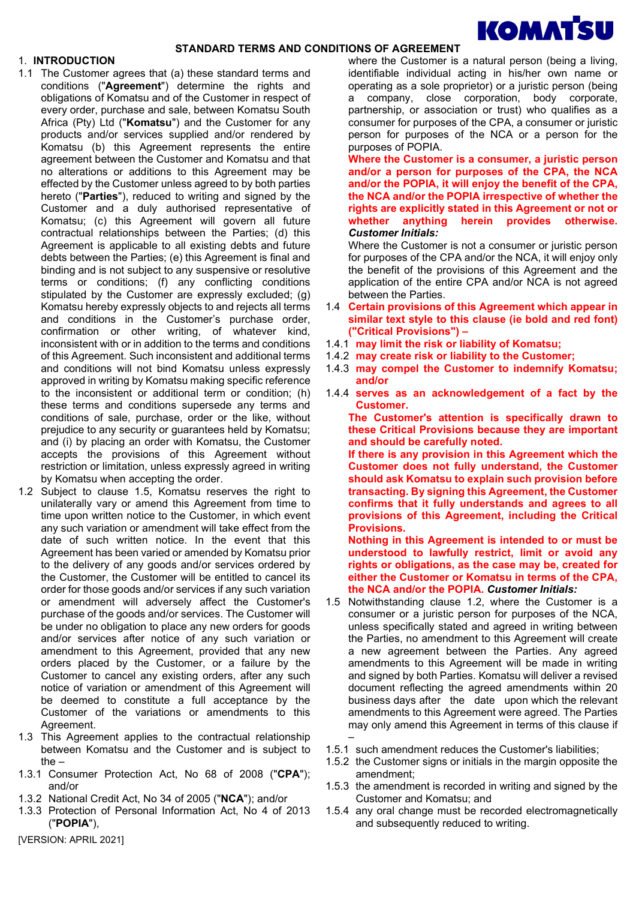# STANDARD TERMS AND CONDITIONS OF AGREEMENT

## 1. INTRODUCTION

1.1 The Customer agrees that (a) these standard terms and conditions ("**Agreement**") determine the rights and obligations of Komatsu and of the Customer in respect of every order, purchase and sale, between Komatsu South Africa (Pty) Ltd ("**Komatsu**") and the Customer for any products and/or services supplied and/or rendered by Komatsu (b) this Agreement represents the entire agreement between the Customer and Komatsu and that no alterations or additions to this Agreement may be effected by the Customer unless agreed to by both parties hereto ("**Parties**"), reduced to writing and signed by the Customer and a duly authorised representative of Komatsu; (c) this Agreement will govern all future contractual relationships between the Parties; (d) this Agreement is applicable to all existing debts and future debts between the Parties; (e) this Agreement is final and binding and is not subject to any suspensive or resolutive terms or conditions; (f) any conflicting conditions stipulated by the Customer are expressly excluded; (g) Komatsu hereby expressly objects to and rejects all terms and conditions in the Customer's purchase order, confirmation or other writing, of whatever kind, inconsistent with or in addition to the terms and conditions of this Agreement. Such inconsistent and additional terms and conditions will not bind Komatsu unless expressly approved in writing by Komatsu making specific reference to the inconsistent or additional term or condition; (h) these terms and conditions supersede any terms and conditions of sale, purchase, order or the like, without prejudice to any security or guarantees held by Komatsu; and (i) by placing an order with Komatsu, the Customer accepts the provisions of this Agreement without restriction or limitation, unless expressly agreed in writing by Komatsu when accepting the order.

1.2 Subject to clause 1.5, Komatsu reserves the right to unilaterally vary or amend this Agreement from time to time upon written notice to the Customer, in which event any such variation or amendment will take effect from the date of such written notice. In the event that this Agreement has been varied or amended by Komatsu prior to the delivery of any goods and/or services ordered by the Customer, the Customer will be entitled to cancel its order for those goods and/or services if any such variation or amendment will adversely affect the Customer's purchase of the goods and/or services. The Customer will be under no obligation to place any new orders for goods and/or services after notice of any such variation or amendment to this Agreement, provided that any new orders placed by the Customer, or a failure by the Customer to cancel any existing orders, after any such notice of variation or amendment of this Agreement will be deemed to constitute a full acceptance by the Customer of the variations or amendments to this Agreement.

1.3 This Agreement applies to the contractual relationship between Komatsu and the Customer and is subject to the –

1.3.1 Consumer Protection Act, No 68 of 2008 ("**CPA**"); and/or

1.3.2 National Credit Act, No 34 of 2005 ("**NCA**"); and/or

1.3.3 Protection of Personal Information Act, No 4 of 2013 ("**POPIA**"),

where the Customer is a natural person (being a living, identifiable individual acting in his/her own name or operating as a sole proprietor) or a juristic person (being a company, close corporation, body corporate, partnership, or association or trust) who qualifies as a consumer for purposes of the CPA, a consumer or juristic person for purposes of the NCA or a person for the purposes of POPIA.

**Where the Customer is a consumer, a juristic person and/or a person for purposes of the CPA, the NCA and/or the POPIA, it will enjoy the benefit of the CPA, the NCA and/or the POPIA irrespective of whether the rights are explicitly stated in this Agreement or not or whether anything herein provides otherwise.** ***Customer Initials:***

Where the Customer is not a consumer or juristic person for purposes of the CPA and/or the NCA, it will enjoy only the benefit of the provisions of this Agreement and the application of the entire CPA and/or NCA is not agreed between the Parties.

1.4 **Certain provisions of this Agreement which appear in similar text style to this clause (ie bold and red font) ("Critical Provisions") –**

1.4.1 **may limit the risk or liability of Komatsu;**

1.4.2 **may create risk or liability to the Customer;**

1.4.3 **may compel the Customer to indemnify Komatsu; and/or**

1.4.4 **serves as an acknowledgement of a fact by the Customer.**

**The Customer's attention is specifically drawn to these Critical Provisions because they are important and should be carefully noted.**

**If there is any provision in this Agreement which the Customer does not fully understand, the Customer should ask Komatsu to explain such provision before transacting. By signing this Agreement, the Customer confirms that it fully understands and agrees to all provisions of this Agreement, including the Critical Provisions.**

**Nothing in this Agreement is intended to or must be understood to lawfully restrict, limit or avoid any rights or obligations, as the case may be, created for either the Customer or Komatsu in terms of the CPA, the NCA and/or the POPIA.** ***Customer Initials:***

1.5 Notwithstanding clause 1.2, where the Customer is a consumer or a juristic person for purposes of the NCA, unless specifically stated and agreed in writing between the Parties, no amendment to this Agreement will create a new agreement between the Parties. Any agreed amendments to this Agreement will be made in writing and signed by both Parties. Komatsu will deliver a revised document reflecting the agreed amendments within 20 business days after the date upon which the relevant amendments to this Agreement were agreed. The Parties may only amend this Agreement in terms of this clause if –

1.5.1 such amendment reduces the Customer's liabilities;

1.5.2 the Customer signs or initials in the margin opposite the amendment;

1.5.3 the amendment is recorded in writing and signed by the Customer and Komatsu; and

1.5.4 any oral change must be recorded electromagnetically and subsequently reduced to writing.

[VERSION: APRIL 2021]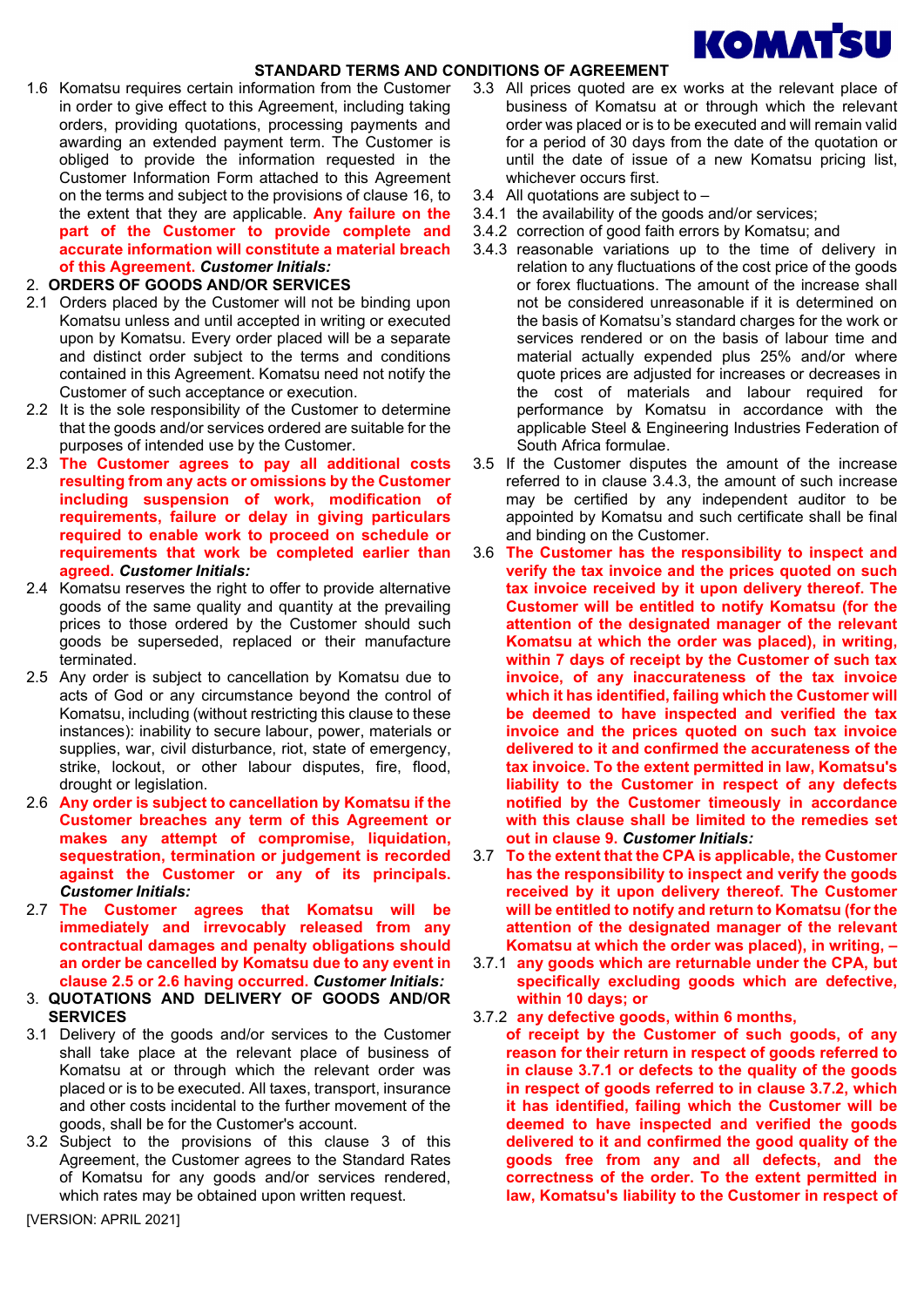## STANDARD TERMS AND CONDITIONS OF AGREEMENT

1.6 Komatsu requires certain information from the Customer in order to give effect to this Agreement, including taking orders, providing quotations, processing payments and awarding an extended payment term. The Customer is obliged to provide the information requested in the Customer Information Form attached to this Agreement on the terms and subject to the provisions of clause 16, to the extent that they are applicable. **Any failure on the part of the Customer to provide complete and accurate information will constitute a material breach of this Agreement.** ***Customer Initials:***

### 2. ORDERS OF GOODS AND/OR SERVICES

2.1 Orders placed by the Customer will not be binding upon Komatsu unless and until accepted in writing or executed upon by Komatsu. Every order placed will be a separate and distinct order subject to the terms and conditions contained in this Agreement. Komatsu need not notify the Customer of such acceptance or execution.

2.2 It is the sole responsibility of the Customer to determine that the goods and/or services ordered are suitable for the purposes of intended use by the Customer.

2.3 **The Customer agrees to pay all additional costs resulting from any acts or omissions by the Customer including suspension of work, modification of requirements, failure or delay in giving particulars required to enable work to proceed on schedule or requirements that work be completed earlier than agreed.** ***Customer Initials:***

2.4 Komatsu reserves the right to offer to provide alternative goods of the same quality and quantity at the prevailing prices to those ordered by the Customer should such goods be superseded, replaced or their manufacture terminated.

2.5 Any order is subject to cancellation by Komatsu due to acts of God or any circumstance beyond the control of Komatsu, including (without restricting this clause to these instances): inability to secure labour, power, materials or supplies, war, civil disturbance, riot, state of emergency, strike, lockout, or other labour disputes, fire, flood, drought or legislation.

2.6 **Any order is subject to cancellation by Komatsu if the Customer breaches any term of this Agreement or makes any attempt of compromise, liquidation, sequestration, termination or judgement is recorded against the Customer or any of its principals.** ***Customer Initials:***

2.7 **The Customer agrees that Komatsu will be immediately and irrevocably released from any contractual damages and penalty obligations should an order be cancelled by Komatsu due to any event in clause 2.5 or 2.6 having occurred.** ***Customer Initials:***

### 3. QUOTATIONS AND DELIVERY OF GOODS AND/OR SERVICES

3.1 Delivery of the goods and/or services to the Customer shall take place at the relevant place of business of Komatsu at or through which the relevant order was placed or is to be executed. All taxes, transport, insurance and other costs incidental to the further movement of the goods, shall be for the Customer's account.

3.2 Subject to the provisions of this clause 3 of this Agreement, the Customer agrees to the Standard Rates of Komatsu for any goods and/or services rendered, which rates may be obtained upon written request.

3.3 All prices quoted are ex works at the relevant place of business of Komatsu at or through which the relevant order was placed or is to be executed and will remain valid for a period of 30 days from the date of the quotation or until the date of issue of a new Komatsu pricing list, whichever occurs first.

3.4 All quotations are subject to –

3.4.1 the availability of the goods and/or services;

3.4.2 correction of good faith errors by Komatsu; and

3.4.3 reasonable variations up to the time of delivery in relation to any fluctuations of the cost price of the goods or forex fluctuations. The amount of the increase shall not be considered unreasonable if it is determined on the basis of Komatsu's standard charges for the work or services rendered or on the basis of labour time and material actually expended plus 25% and/or where quote prices are adjusted for increases or decreases in the cost of materials and labour required for performance by Komatsu in accordance with the applicable Steel & Engineering Industries Federation of South Africa formulae.

3.5 If the Customer disputes the amount of the increase referred to in clause 3.4.3, the amount of such increase may be certified by any independent auditor to be appointed by Komatsu and such certificate shall be final and binding on the Customer.

3.6 **The Customer has the responsibility to inspect and verify the tax invoice and the prices quoted on such tax invoice received by it upon delivery thereof. The Customer will be entitled to notify Komatsu (for the attention of the designated manager of the relevant Komatsu at which the order was placed), in writing, within 7 days of receipt by the Customer of such tax invoice, of any inaccurateness of the tax invoice which it has identified, failing which the Customer will be deemed to have inspected and verified the tax invoice and the prices quoted on such tax invoice delivered to it and confirmed the accurateness of the tax invoice. To the extent permitted in law, Komatsu's liability to the Customer in respect of any defects notified by the Customer timeously in accordance with this clause shall be limited to the remedies set out in clause 9.** ***Customer Initials:***

3.7 **To the extent that the CPA is applicable, the Customer has the responsibility to inspect and verify the goods received by it upon delivery thereof. The Customer will be entitled to notify and return to Komatsu (for the attention of the designated manager of the relevant Komatsu at which the order was placed), in writing, –**

3.7.1 **any goods which are returnable under the CPA, but specifically excluding goods which are defective, within 10 days; or**

3.7.2 **any defective goods, within 6 months,**

**of receipt by the Customer of such goods, of any reason for their return in respect of goods referred to in clause 3.7.1 or defects to the quality of the goods in respect of goods referred to in clause 3.7.2, which it has identified, failing which the Customer will be deemed to have inspected and verified the goods delivered to it and confirmed the good quality of the goods free from any and all defects, and the correctness of the order. To the extent permitted in law, Komatsu's liability to the Customer in respect of**

[VERSION: APRIL 2021]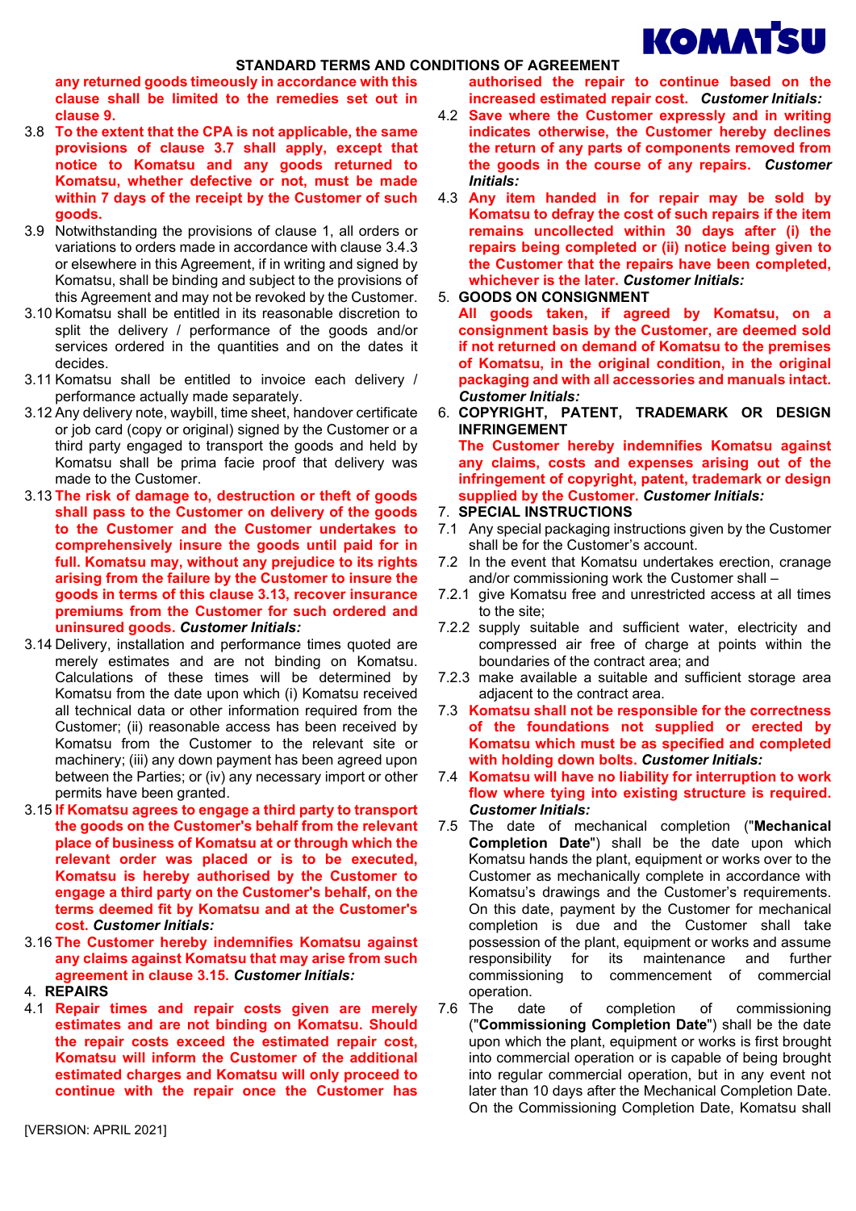**any returned goods timeously in accordance with this clause shall be limited to the remedies set out in clause 9.**

3.8 **To the extent that the CPA is not applicable, the same provisions of clause 3.7 shall apply, except that notice to Komatsu and any goods returned to Komatsu, whether defective or not, must be made within 7 days of the receipt by the Customer of such goods.**

3.9 Notwithstanding the provisions of clause 1, all orders or variations to orders made in accordance with clause 3.4.3 or elsewhere in this Agreement, if in writing and signed by Komatsu, shall be binding and subject to the provisions of this Agreement and may not be revoked by the Customer.

3.10 Komatsu shall be entitled in its reasonable discretion to split the delivery / performance of the goods and/or services ordered in the quantities and on the dates it decides.

3.11 Komatsu shall be entitled to invoice each delivery / performance actually made separately.

3.12 Any delivery note, waybill, time sheet, handover certificate or job card (copy or original) signed by the Customer or a third party engaged to transport the goods and held by Komatsu shall be prima facie proof that delivery was made to the Customer.

3.13 **The risk of damage to, destruction or theft of goods shall pass to the Customer on delivery of the goods to the Customer and the Customer undertakes to comprehensively insure the goods until paid for in full. Komatsu may, without any prejudice to its rights arising from the failure by the Customer to insure the goods in terms of this clause 3.13, recover insurance premiums from the Customer for such ordered and uninsured goods.** ***Customer Initials:***

3.14 Delivery, installation and performance times quoted are merely estimates and are not binding on Komatsu. Calculations of these times will be determined by Komatsu from the date upon which (i) Komatsu received all technical data or other information required from the Customer; (ii) reasonable access has been received by Komatsu from the Customer to the relevant site or machinery; (iii) any down payment has been agreed upon between the Parties; or (iv) any necessary import or other permits have been granted.

3.15 **If Komatsu agrees to engage a third party to transport the goods on the Customer's behalf from the relevant place of business of Komatsu at or through which the relevant order was placed or is to be executed, Komatsu is hereby authorised by the Customer to engage a third party on the Customer's behalf, on the terms deemed fit by Komatsu and at the Customer's cost.** ***Customer Initials:***

3.16 **The Customer hereby indemnifies Komatsu against any claims against Komatsu that may arise from such agreement in clause 3.15.** ***Customer Initials:***

4. **REPAIRS**

4.1 **Repair times and repair costs given are merely estimates and are not binding on Komatsu. Should the repair costs exceed the estimated repair cost, Komatsu will inform the Customer of the additional estimated charges and Komatsu will only proceed to continue with the repair once the Customer has authorised the repair to continue based on the increased estimated repair cost.** ***Customer Initials:***

4.2 **Save where the Customer expressly and in writing indicates otherwise, the Customer hereby declines the return of any parts of components removed from the goods in the course of any repairs.** ***Customer Initials:***

4.3 **Any item handed in for repair may be sold by Komatsu to defray the cost of such repairs if the item remains uncollected within 30 days after (i) the repairs being completed or (ii) notice being given to the Customer that the repairs have been completed, whichever is the later.** ***Customer Initials:***

5. **GOODS ON CONSIGNMENT**

**All goods taken, if agreed by Komatsu, on a consignment basis by the Customer, are deemed sold if not returned on demand of Komatsu to the premises of Komatsu, in the original condition, in the original packaging and with all accessories and manuals intact.** ***Customer Initials:***

6. **COPYRIGHT, PATENT, TRADEMARK OR DESIGN INFRINGEMENT**

**The Customer hereby indemnifies Komatsu against any claims, costs and expenses arising out of the infringement of copyright, patent, trademark or design supplied by the Customer.** ***Customer Initials:***

7. **SPECIAL INSTRUCTIONS**

7.1 Any special packaging instructions given by the Customer shall be for the Customer's account.

7.2 In the event that Komatsu undertakes erection, cranage and/or commissioning work the Customer shall –

7.2.1 give Komatsu free and unrestricted access at all times to the site;

7.2.2 supply suitable and sufficient water, electricity and compressed air free of charge at points within the boundaries of the contract area; and

7.2.3 make available a suitable and sufficient storage area adjacent to the contract area.

7.3 **Komatsu shall not be responsible for the correctness of the foundations not supplied or erected by Komatsu which must be as specified and completed with holding down bolts.** ***Customer Initials:***

7.4 **Komatsu will have no liability for interruption to work flow where tying into existing structure is required.** ***Customer Initials:***

7.5 The date of mechanical completion ("**Mechanical Completion Date**") shall be the date upon which Komatsu hands the plant, equipment or works over to the Customer as mechanically complete in accordance with Komatsu's drawings and the Customer's requirements. On this date, payment by the Customer for mechanical completion is due and the Customer shall take possession of the plant, equipment or works and assume responsibility for its maintenance and further commissioning to commencement of commercial operation.

7.6 The date of completion of commissioning ("**Commissioning Completion Date**") shall be the date upon which the plant, equipment or works is first brought into commercial operation or is capable of being brought into regular commercial operation, but in any event not later than 10 days after the Mechanical Completion Date. On the Commissioning Completion Date, Komatsu shall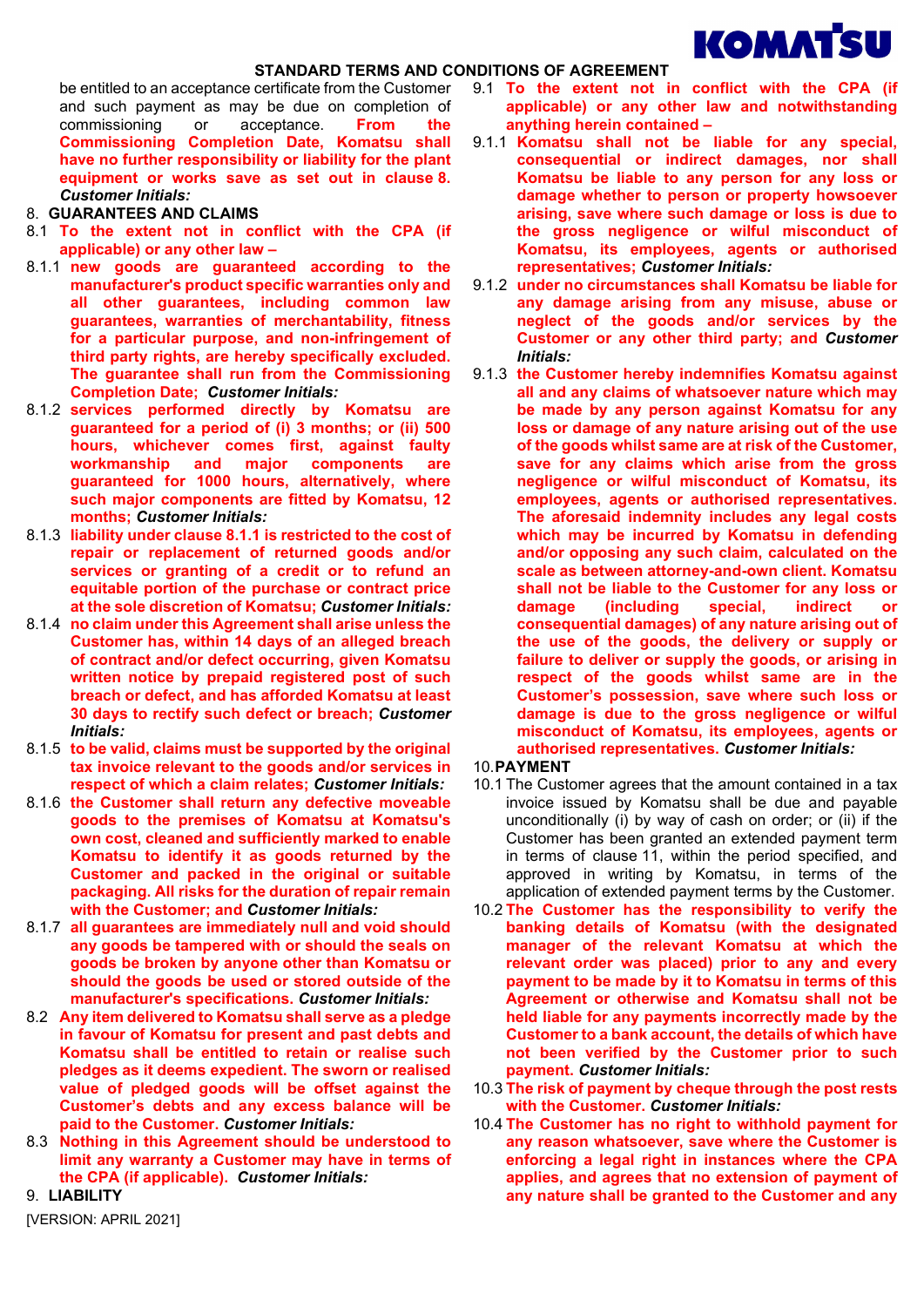## STANDARD TERMS AND CONDITIONS OF AGREEMENT

be entitled to an acceptance certificate from the Customer and such payment as may be due on completion of commissioning or acceptance. **From the Commissioning Completion Date, Komatsu shall have no further responsibility or liability for the plant equipment or works save as set out in clause 8.** ***Customer Initials:***

### 8. GUARANTEES AND CLAIMS

8.1 **To the extent not in conflict with the CPA (if applicable) or any other law –**

8.1.1 **new goods are guaranteed according to the manufacturer's product specific warranties only and all other guarantees, including common law guarantees, warranties of merchantability, fitness for a particular purpose, and non-infringement of third party rights, are hereby specifically excluded. The guarantee shall run from the Commissioning Completion Date;** ***Customer Initials:***

8.1.2 **services performed directly by Komatsu are guaranteed for a period of (i) 3 months; or (ii) 500 hours, whichever comes first, against faulty workmanship and major components are guaranteed for 1000 hours, alternatively, where such major components are fitted by Komatsu, 12 months;** ***Customer Initials:***

8.1.3 **liability under clause 8.1.1 is restricted to the cost of repair or replacement of returned goods and/or services or granting of a credit or to refund an equitable portion of the purchase or contract price at the sole discretion of Komatsu;** ***Customer Initials:***

8.1.4 **no claim under this Agreement shall arise unless the Customer has, within 14 days of an alleged breach of contract and/or defect occurring, given Komatsu written notice by prepaid registered post of such breach or defect, and has afforded Komatsu at least 30 days to rectify such defect or breach;** ***Customer Initials:***

8.1.5 **to be valid, claims must be supported by the original tax invoice relevant to the goods and/or services in respect of which a claim relates;** ***Customer Initials:***

8.1.6 **the Customer shall return any defective moveable goods to the premises of Komatsu at Komatsu's own cost, cleaned and sufficiently marked to enable Komatsu to identify it as goods returned by the Customer and packed in the original or suitable packaging. All risks for the duration of repair remain with the Customer; and** ***Customer Initials:***

8.1.7 **all guarantees are immediately null and void should any goods be tampered with or should the seals on goods be broken by anyone other than Komatsu or should the goods be used or stored outside of the manufacturer's specifications.** ***Customer Initials:***

8.2 **Any item delivered to Komatsu shall serve as a pledge in favour of Komatsu for present and past debts and Komatsu shall be entitled to retain or realise such pledges as it deems expedient. The sworn or realised value of pledged goods will be offset against the Customer's debts and any excess balance will be paid to the Customer.** ***Customer Initials:***

8.3 **Nothing in this Agreement should be understood to limit any warranty a Customer may have in terms of the CPA (if applicable).** ***Customer Initials:***

### 9. LIABILITY

9.1 **To the extent not in conflict with the CPA (if applicable) or any other law and notwithstanding anything herein contained –**

9.1.1 **Komatsu shall not be liable for any special, consequential or indirect damages, nor shall Komatsu be liable to any person for any loss or damage whether to person or property howsoever arising, save where such damage or loss is due to the gross negligence or wilful misconduct of Komatsu, its employees, agents or authorised representatives;** ***Customer Initials:***

9.1.2 **under no circumstances shall Komatsu be liable for any damage arising from any misuse, abuse or neglect of the goods and/or services by the Customer or any other third party; and** ***Customer Initials:***

9.1.3 **the Customer hereby indemnifies Komatsu against all and any claims of whatsoever nature which may be made by any person against Komatsu for any loss or damage of any nature arising out of the use of the goods whilst same are at risk of the Customer, save for any claims which arise from the gross negligence or wilful misconduct of Komatsu, its employees, agents or authorised representatives. The aforesaid indemnity includes any legal costs which may be incurred by Komatsu in defending and/or opposing any such claim, calculated on the scale as between attorney-and-own client. Komatsu shall not be liable to the Customer for any loss or damage (including special, indirect or consequential damages) of any nature arising out of the use of the goods, the delivery or supply or failure to deliver or supply the goods, or arising in respect of the goods whilst same are in the Customer's possession, save where such loss or damage is due to the gross negligence or wilful misconduct of Komatsu, its employees, agents or authorised representatives.** ***Customer Initials:***

### 10. PAYMENT

10.1 The Customer agrees that the amount contained in a tax invoice issued by Komatsu shall be due and payable unconditionally (i) by way of cash on order; or (ii) if the Customer has been granted an extended payment term in terms of clause 11, within the period specified, and approved in writing by Komatsu, in terms of the application of extended payment terms by the Customer.

10.2 **The Customer has the responsibility to verify the banking details of Komatsu (with the designated manager of the relevant Komatsu at which the relevant order was placed) prior to any and every payment to be made by it to Komatsu in terms of this Agreement or otherwise and Komatsu shall not be held liable for any payments incorrectly made by the Customer to a bank account, the details of which have not been verified by the Customer prior to such payment.** ***Customer Initials:***

10.3 **The risk of payment by cheque through the post rests with the Customer.** ***Customer Initials:***

10.4 **The Customer has no right to withhold payment for any reason whatsoever, save where the Customer is enforcing a legal right in instances where the CPA applies, and agrees that no extension of payment of any nature shall be granted to the Customer and any**

[VERSION: APRIL 2021]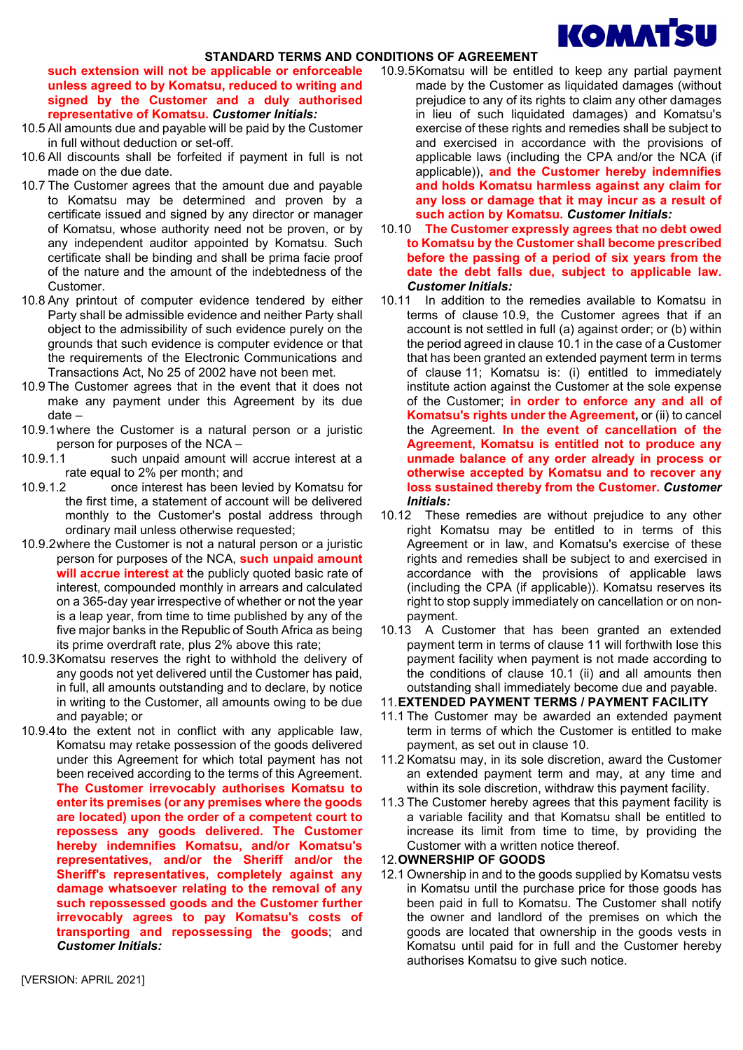**such extension will not be applicable or enforceable unless agreed to by Komatsu, reduced to writing and signed by the Customer and a duly authorised representative of Komatsu.** ***Customer Initials:***

10.5 All amounts due and payable will be paid by the Customer in full without deduction or set-off.

10.6 All discounts shall be forfeited if payment in full is not made on the due date.

10.7 The Customer agrees that the amount due and payable to Komatsu may be determined and proven by a certificate issued and signed by any director or manager of Komatsu, whose authority need not be proven, or by any independent auditor appointed by Komatsu. Such certificate shall be binding and shall be prima facie proof of the nature and the amount of the indebtedness of the Customer.

10.8 Any printout of computer evidence tendered by either Party shall be admissible evidence and neither Party shall object to the admissibility of such evidence purely on the grounds that such evidence is computer evidence or that the requirements of the Electronic Communications and Transactions Act, No 25 of 2002 have not been met.

10.9 The Customer agrees that in the event that it does not make any payment under this Agreement by its due date –

10.9.1 where the Customer is a natural person or a juristic person for purposes of the NCA –

10.9.1.1 such unpaid amount will accrue interest at a rate equal to 2% per month; and

10.9.1.2 once interest has been levied by Komatsu for the first time, a statement of account will be delivered monthly to the Customer's postal address through ordinary mail unless otherwise requested;

10.9.2 where the Customer is not a natural person or a juristic person for purposes of the NCA, **such unpaid amount will accrue interest at** the publicly quoted basic rate of interest, compounded monthly in arrears and calculated on a 365-day year irrespective of whether or not the year is a leap year, from time to time published by any of the five major banks in the Republic of South Africa as being its prime overdraft rate, plus 2% above this rate;

10.9.3 Komatsu reserves the right to withhold the delivery of any goods not yet delivered until the Customer has paid, in full, all amounts outstanding and to declare, by notice in writing to the Customer, all amounts owing to be due and payable; or

10.9.4 to the extent not in conflict with any applicable law, Komatsu may retake possession of the goods delivered under this Agreement for which total payment has not been received according to the terms of this Agreement. **The Customer irrevocably authorises Komatsu to enter its premises (or any premises where the goods are located) upon the order of a competent court to repossess any goods delivered. The Customer hereby indemnifies Komatsu, and/or Komatsu's representatives, and/or the Sheriff and/or the Sheriff's representatives, completely against any damage whatsoever relating to the removal of any such repossessed goods and the Customer further irrevocably agrees to pay Komatsu's costs of transporting and repossessing the goods**; and ***Customer Initials:***

10.9.5 Komatsu will be entitled to keep any partial payment made by the Customer as liquidated damages (without prejudice to any of its rights to claim any other damages in lieu of such liquidated damages) and Komatsu's exercise of these rights and remedies shall be subject to and exercised in accordance with the provisions of applicable laws (including the CPA and/or the NCA (if applicable)), **and the Customer hereby indemnifies and holds Komatsu harmless against any claim for any loss or damage that it may incur as a result of such action by Komatsu.** ***Customer Initials:***

10.10 **The Customer expressly agrees that no debt owed to Komatsu by the Customer shall become prescribed before the passing of a period of six years from the date the debt falls due, subject to applicable law.** ***Customer Initials:***

10.11 In addition to the remedies available to Komatsu in terms of clause 10.9, the Customer agrees that if an account is not settled in full (a) against order; or (b) within the period agreed in clause 10.1 in the case of a Customer that has been granted an extended payment term in terms of clause 11; Komatsu is: (i) entitled to immediately institute action against the Customer at the sole expense of the Customer; **in order to enforce any and all of Komatsu's rights under the Agreement,** or (ii) to cancel the Agreement. **In the event of cancellation of the Agreement, Komatsu is entitled not to produce any unmade balance of any order already in process or otherwise accepted by Komatsu and to recover any loss sustained thereby from the Customer.** ***Customer Initials:***

10.12 These remedies are without prejudice to any other right Komatsu may be entitled to in terms of this Agreement or in law, and Komatsu's exercise of these rights and remedies shall be subject to and exercised in accordance with the provisions of applicable laws (including the CPA (if applicable)). Komatsu reserves its right to stop supply immediately on cancellation or on non-payment.

10.13 A Customer that has been granted an extended payment term in terms of clause 11 will forthwith lose this payment facility when payment is not made according to the conditions of clause 10.1 (ii) and all amounts then outstanding shall immediately become due and payable.

## 11. EXTENDED PAYMENT TERMS / PAYMENT FACILITY

11.1 The Customer may be awarded an extended payment term in terms of which the Customer is entitled to make payment, as set out in clause 10.

11.2 Komatsu may, in its sole discretion, award the Customer an extended payment term and may, at any time and within its sole discretion, withdraw this payment facility.

11.3 The Customer hereby agrees that this payment facility is a variable facility and that Komatsu shall be entitled to increase its limit from time to time, by providing the Customer with a written notice thereof.

## 12. OWNERSHIP OF GOODS

12.1 Ownership in and to the goods supplied by Komatsu vests in Komatsu until the purchase price for those goods has been paid in full to Komatsu. The Customer shall notify the owner and landlord of the premises on which the goods are located that ownership in the goods vests in Komatsu until paid for in full and the Customer hereby authorises Komatsu to give such notice.

[VERSION: APRIL 2021]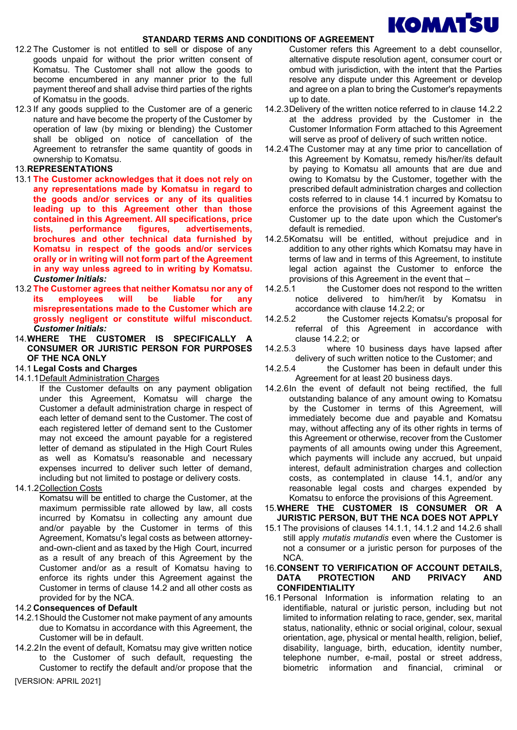12.2 The Customer is not entitled to sell or dispose of any goods unpaid for without the prior written consent of Komatsu. The Customer shall not allow the goods to become encumbered in any manner prior to the full payment thereof and shall advise third parties of the rights of Komatsu in the goods.

12.3 If any goods supplied to the Customer are of a generic nature and have become the property of the Customer by operation of law (by mixing or blending) the Customer shall be obliged on notice of cancellation of the Agreement to retransfer the same quantity of goods in ownership to Komatsu.

## 13. REPRESENTATIONS

13.1 **The Customer acknowledges that it does not rely on any representations made by Komatsu in regard to the goods and/or services or any of its qualities leading up to this Agreement other than those contained in this Agreement. All specifications, price lists, performance figures, advertisements, brochures and other technical data furnished by Komatsu in respect of the goods and/or services orally or in writing will not form part of the Agreement in any way unless agreed to in writing by Komatsu.**
***Customer Initials:***

13.2 **The Customer agrees that neither Komatsu nor any of its employees will be liable for any misrepresentations made to the Customer which are grossly negligent or constitute wilful misconduct.**
***Customer Initials:***

## 14. WHERE THE CUSTOMER IS SPECIFICALLY A CONSUMER OR JURISTIC PERSON FOR PURPOSES OF THE NCA ONLY

14.1 **Legal Costs and Charges**

14.1.1 Default Administration Charges

If the Customer defaults on any payment obligation under this Agreement, Komatsu will charge the Customer a default administration charge in respect of each letter of demand sent to the Customer. The cost of each registered letter of demand sent to the Customer may not exceed the amount payable for a registered letter of demand as stipulated in the High Court Rules as well as Komatsu's reasonable and necessary expenses incurred to deliver such letter of demand, including but not limited to postage or delivery costs.

14.1.2 Collection Costs

Komatsu will be entitled to charge the Customer, at the maximum permissible rate allowed by law, all costs incurred by Komatsu in collecting any amount due and/or payable by the Customer in terms of this Agreement, Komatsu's legal costs as between attorney-and-own-client and as taxed by the High Court, incurred as a result of any breach of this Agreement by the Customer and/or as a result of Komatsu having to enforce its rights under this Agreement against the Customer in terms of clause 14.2 and all other costs as provided for by the NCA.

14.2 **Consequences of Default**

14.2.1 Should the Customer not make payment of any amounts due to Komatsu in accordance with this Agreement, the Customer will be in default.

14.2.2 In the event of default, Komatsu may give written notice to the Customer of such default, requesting the Customer to rectify the default and/or propose that the Customer refers this Agreement to a debt counsellor, alternative dispute resolution agent, consumer court or ombud with jurisdiction, with the intent that the Parties resolve any dispute under this Agreement or develop and agree on a plan to bring the Customer's repayments up to date.

14.2.3 Delivery of the written notice referred to in clause 14.2.2 at the address provided by the Customer in the Customer Information Form attached to this Agreement will serve as proof of delivery of such written notice.

14.2.4 The Customer may at any time prior to cancellation of this Agreement by Komatsu, remedy his/her/its default by paying to Komatsu all amounts that are due and owing to Komatsu by the Customer, together with the prescribed default administration charges and collection costs referred to in clause 14.1 incurred by Komatsu to enforce the provisions of this Agreement against the Customer up to the date upon which the Customer's default is remedied.

14.2.5 Komatsu will be entitled, without prejudice and in addition to any other rights which Komatsu may have in terms of law and in terms of this Agreement, to institute legal action against the Customer to enforce the provisions of this Agreement in the event that –

14.2.5.1 the Customer does not respond to the written notice delivered to him/her/it by Komatsu in accordance with clause 14.2.2; or

14.2.5.2 the Customer rejects Komatsu's proposal for referral of this Agreement in accordance with clause 14.2.2; or

14.2.5.3 where 10 business days have lapsed after delivery of such written notice to the Customer; and

14.2.5.4 the Customer has been in default under this Agreement for at least 20 business days.

14.2.6 In the event of default not being rectified, the full outstanding balance of any amount owing to Komatsu by the Customer in terms of this Agreement, will immediately become due and payable and Komatsu may, without affecting any of its other rights in terms of this Agreement or otherwise, recover from the Customer payments of all amounts owing under this Agreement, which payments will include any accrued, but unpaid interest, default administration charges and collection costs, as contemplated in clause 14.1, and/or any reasonable legal costs and charges expended by Komatsu to enforce the provisions of this Agreement.

## 15. WHERE THE CUSTOMER IS CONSUMER OR A JURISTIC PERSON, BUT THE NCA DOES NOT APPLY

15.1 The provisions of clauses 14.1.1, 14.1.2 and 14.2.6 shall still apply *mutatis mutandis* even where the Customer is not a consumer or a juristic person for purposes of the NCA.

## 16. CONSENT TO VERIFICATION OF ACCOUNT DETAILS, DATA PROTECTION AND PRIVACY AND CONFIDENTIALITY

16.1 Personal Information is information relating to an identifiable, natural or juristic person, including but not limited to information relating to race, gender, sex, marital status, nationality, ethnic or social original, colour, sexual orientation, age, physical or mental health, religion, belief, disability, language, birth, education, identity number, telephone number, e-mail, postal or street address, biometric information and financial, criminal or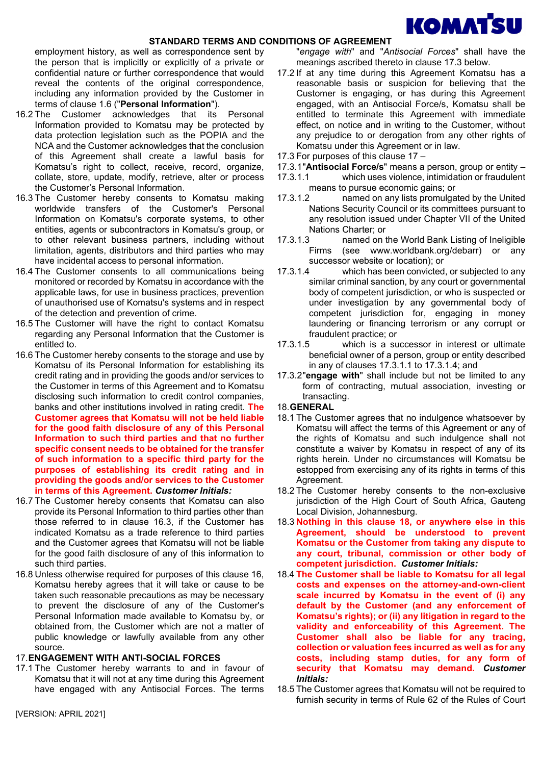employment history, as well as correspondence sent by the person that is implicitly or explicitly of a private or confidential nature or further correspondence that would reveal the contents of the original correspondence, including any information provided by the Customer in terms of clause 1.6 ("**Personal Information**").

16.2 The Customer acknowledges that its Personal Information provided to Komatsu may be protected by data protection legislation such as the POPIA and the NCA and the Customer acknowledges that the conclusion of this Agreement shall create a lawful basis for Komatsu's right to collect, receive, record, organize, collate, store, update, modify, retrieve, alter or process the Customer's Personal Information.

16.3 The Customer hereby consents to Komatsu making worldwide transfers of the Customer's Personal Information on Komatsu's corporate systems, to other entities, agents or subcontractors in Komatsu's group, or to other relevant business partners, including without limitation, agents, distributors and third parties who may have incidental access to personal information.

16.4 The Customer consents to all communications being monitored or recorded by Komatsu in accordance with the applicable laws, for use in business practices, prevention of unauthorised use of Komatsu's systems and in respect of the detection and prevention of crime.

16.5 The Customer will have the right to contact Komatsu regarding any Personal Information that the Customer is entitled to.

16.6 The Customer hereby consents to the storage and use by Komatsu of its Personal Information for establishing its credit rating and in providing the goods and/or services to the Customer in terms of this Agreement and to Komatsu disclosing such information to credit control companies, banks and other institutions involved in rating credit. **The Customer agrees that Komatsu will not be held liable for the good faith disclosure of any of this Personal Information to such third parties and that no further specific consent needs to be obtained for the transfer of such information to a specific third party for the purposes of establishing its credit rating and in providing the goods and/or services to the Customer in terms of this Agreement.** ***Customer Initials:***

16.7 The Customer hereby consents that Komatsu can also provide its Personal Information to third parties other than those referred to in clause 16.3, if the Customer has indicated Komatsu as a trade reference to third parties and the Customer agrees that Komatsu will not be liable for the good faith disclosure of any of this information to such third parties.

16.8 Unless otherwise required for purposes of this clause 16, Komatsu hereby agrees that it will take or cause to be taken such reasonable precautions as may be necessary to prevent the disclosure of any of the Customer's Personal Information made available to Komatsu by, or obtained from, the Customer which are not a matter of public knowledge or lawfully available from any other source.

## 17. ENGAGEMENT WITH ANTI-SOCIAL FORCES

17.1 The Customer hereby warrants to and in favour of Komatsu that it will not at any time during this Agreement have engaged with any Antisocial Forces. The terms "*engage with*" and "*Antisocial Forces*" shall have the meanings ascribed thereto in clause 17.3 below.

17.2 If at any time during this Agreement Komatsu has a reasonable basis or suspicion for believing that the Customer is engaging, or has during this Agreement engaged, with an Antisocial Force/s, Komatsu shall be entitled to terminate this Agreement with immediate effect, on notice and in writing to the Customer, without any prejudice to or derogation from any other rights of Komatsu under this Agreement or in law.

17.3 For purposes of this clause 17 –

17.3.1 "**Antisocial Force/s**" means a person, group or entity –

17.3.1.1 which uses violence, intimidation or fraudulent means to pursue economic gains; or

17.3.1.2 named on any lists promulgated by the United Nations Security Council or its committees pursuant to any resolution issued under Chapter VII of the United Nations Charter; or

17.3.1.3 named on the World Bank Listing of Ineligible Firms (see www.worldbank.org/debarr) or any successor website or location); or

17.3.1.4 which has been convicted, or subjected to any similar criminal sanction, by any court or governmental body of competent jurisdiction, or who is suspected or under investigation by any governmental body of competent jurisdiction for, engaging in money laundering or financing terrorism or any corrupt or fraudulent practice; or

17.3.1.5 which is a successor in interest or ultimate beneficial owner of a person, group or entity described in any of clauses 17.3.1.1 to 17.3.1.4; and

17.3.2 "**engage with**" shall include but not be limited to any form of contracting, mutual association, investing or transacting.

## 18. GENERAL

18.1 The Customer agrees that no indulgence whatsoever by Komatsu will affect the terms of this Agreement or any of the rights of Komatsu and such indulgence shall not constitute a waiver by Komatsu in respect of any of its rights herein. Under no circumstances will Komatsu be estopped from exercising any of its rights in terms of this Agreement.

18.2 The Customer hereby consents to the non-exclusive jurisdiction of the High Court of South Africa, Gauteng Local Division, Johannesburg.

18.3 **Nothing in this clause 18, or anywhere else in this Agreement, should be understood to prevent Komatsu or the Customer from taking any dispute to any court, tribunal, commission or other body of competent jurisdiction.** ***Customer Initials:***

18.4 **The Customer shall be liable to Komatsu for all legal costs and expenses on the attorney-and-own-client scale incurred by Komatsu in the event of (i) any default by the Customer (and any enforcement of Komatsu's rights); or (ii) any litigation in regard to the validity and enforceability of this Agreement. The Customer shall also be liable for any tracing, collection or valuation fees incurred as well as for any costs, including stamp duties, for any form of security that Komatsu may demand.** ***Customer Initials:***

18.5 The Customer agrees that Komatsu will not be required to furnish security in terms of Rule 62 of the Rules of Court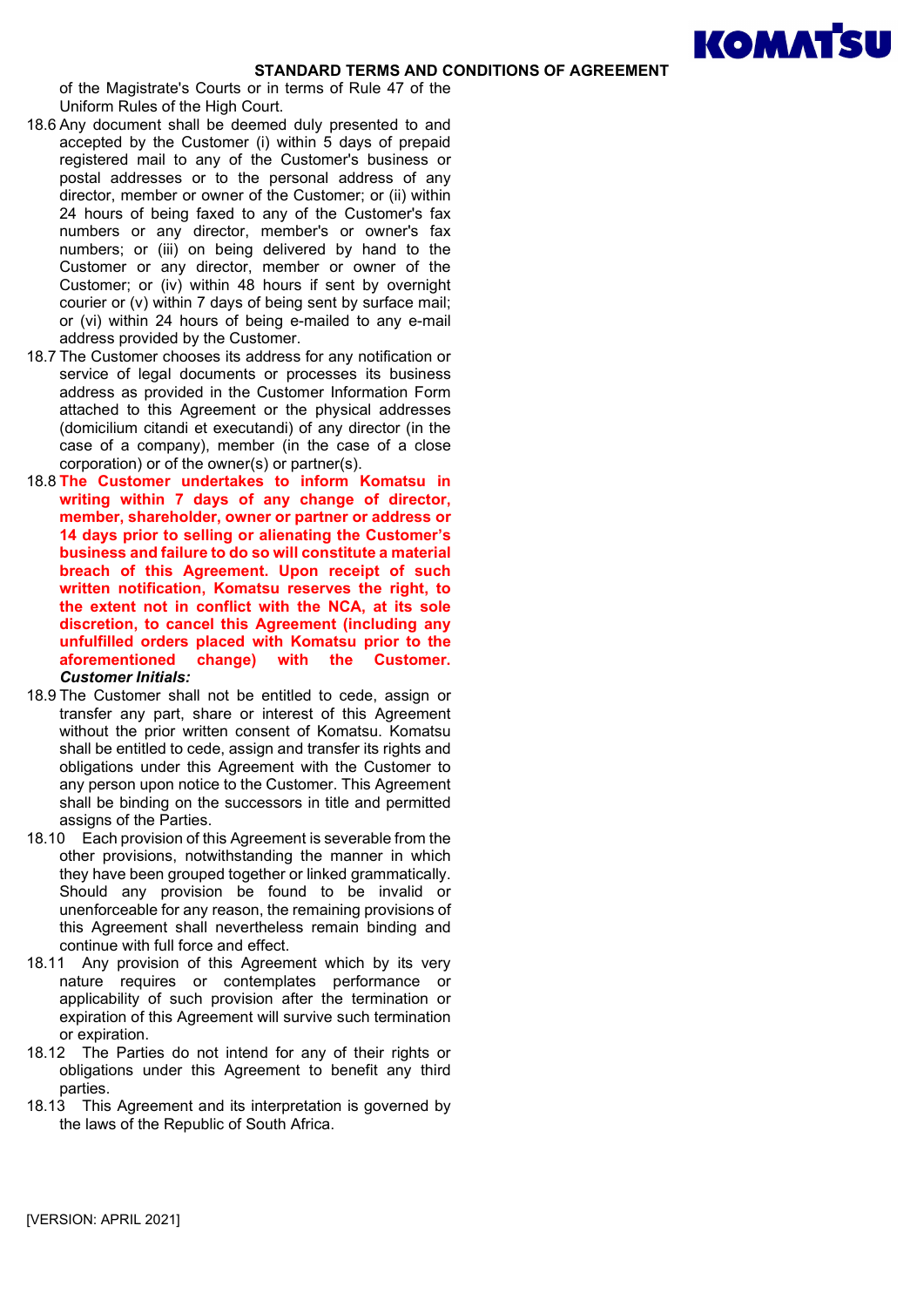of the Magistrate's Courts or in terms of Rule 47 of the Uniform Rules of the High Court.

18.6 Any document shall be deemed duly presented to and accepted by the Customer (i) within 5 days of prepaid registered mail to any of the Customer's business or postal addresses or to the personal address of any director, member or owner of the Customer; or (ii) within 24 hours of being faxed to any of the Customer's fax numbers or any director, member's or owner's fax numbers; or (iii) on being delivered by hand to the Customer or any director, member or owner of the Customer; or (iv) within 48 hours if sent by overnight courier or (v) within 7 days of being sent by surface mail; or (vi) within 24 hours of being e-mailed to any e-mail address provided by the Customer.

18.7 The Customer chooses its address for any notification or service of legal documents or processes its business address as provided in the Customer Information Form attached to this Agreement or the physical addresses (domicilium citandi et executandi) of any director (in the case of a company), member (in the case of a close corporation) or of the owner(s) or partner(s).

18.8 **The Customer undertakes to inform Komatsu in writing within 7 days of any change of director, member, shareholder, owner or partner or address or 14 days prior to selling or alienating the Customer's business and failure to do so will constitute a material breach of this Agreement. Upon receipt of such written notification, Komatsu reserves the right, to the extent not in conflict with the NCA, at its sole discretion, to cancel this Agreement (including any unfulfilled orders placed with Komatsu prior to the aforementioned change) with the Customer.**
***Customer Initials:***

18.9 The Customer shall not be entitled to cede, assign or transfer any part, share or interest of this Agreement without the prior written consent of Komatsu. Komatsu shall be entitled to cede, assign and transfer its rights and obligations under this Agreement with the Customer to any person upon notice to the Customer. This Agreement shall be binding on the successors in title and permitted assigns of the Parties.

18.10 Each provision of this Agreement is severable from the other provisions, notwithstanding the manner in which they have been grouped together or linked grammatically. Should any provision be found to be invalid or unenforceable for any reason, the remaining provisions of this Agreement shall nevertheless remain binding and continue with full force and effect.

18.11 Any provision of this Agreement which by its very nature requires or contemplates performance or applicability of such provision after the termination or expiration of this Agreement will survive such termination or expiration.

18.12 The Parties do not intend for any of their rights or obligations under this Agreement to benefit any third parties.

18.13 This Agreement and its interpretation is governed by the laws of the Republic of South Africa.